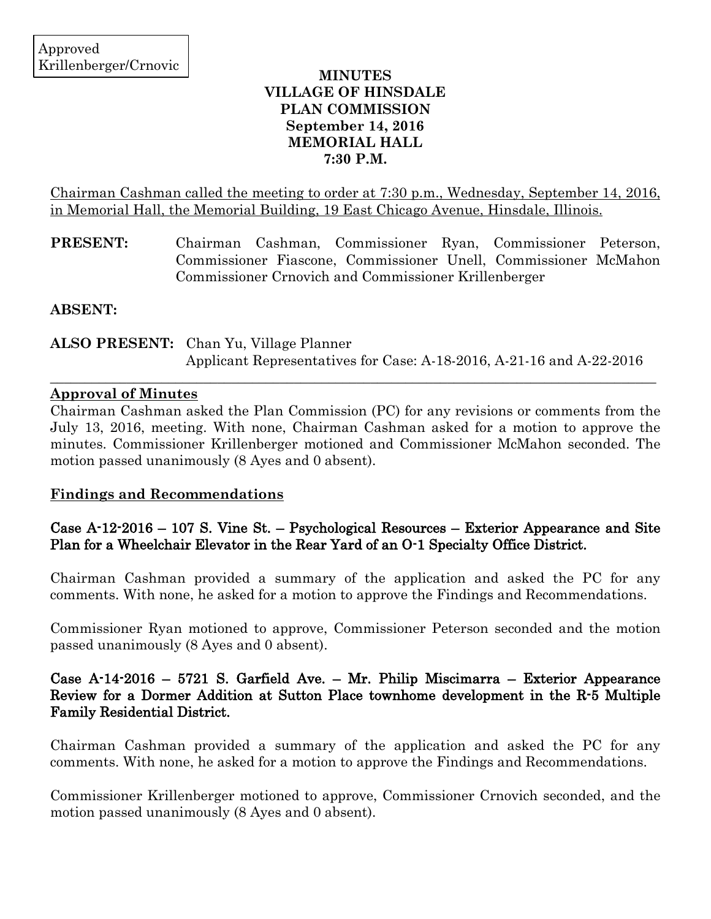Approved
Krillenberger/Crnovic

**MINUTES**
**VILLAGE OF HINSDALE**
**PLAN COMMISSION**
**September 14, 2016**
**MEMORIAL HALL**
**7:30 P.M.**

Chairman Cashman called the meeting to order at 7:30 p.m., Wednesday, September 14, 2016, in Memorial Hall, the Memorial Building, 19 East Chicago Avenue, Hinsdale, Illinois.

**PRESENT:** Chairman Cashman, Commissioner Ryan, Commissioner Peterson, Commissioner Fiascone, Commissioner Unell, Commissioner McMahon Commissioner Crnovich and Commissioner Krillenberger

**ABSENT:**

**ALSO PRESENT:** Chan Yu, Village Planner
Applicant Representatives for Case: A-18-2016, A-21-16 and A-22-2016

---

**Approval of Minutes**

Chairman Cashman asked the Plan Commission (PC) for any revisions or comments from the July 13, 2016, meeting. With none, Chairman Cashman asked for a motion to approve the minutes. Commissioner Krillenberger motioned and Commissioner McMahon seconded. The motion passed unanimously (8 Ayes and 0 absent).

**Findings and Recommendations**

**Case A-12-2016 – 107 S. Vine St. – Psychological Resources – Exterior Appearance and Site Plan for a Wheelchair Elevator in the Rear Yard of an O-1 Specialty Office District.**

Chairman Cashman provided a summary of the application and asked the PC for any comments. With none, he asked for a motion to approve the Findings and Recommendations.

Commissioner Ryan motioned to approve, Commissioner Peterson seconded and the motion passed unanimously (8 Ayes and 0 absent).

**Case A-14-2016 – 5721 S. Garfield Ave. – Mr. Philip Miscimarra – Exterior Appearance Review for a Dormer Addition at Sutton Place townhome development in the R-5 Multiple Family Residential District.**

Chairman Cashman provided a summary of the application and asked the PC for any comments. With none, he asked for a motion to approve the Findings and Recommendations.

Commissioner Krillenberger motioned to approve, Commissioner Crnovich seconded, and the motion passed unanimously (8 Ayes and 0 absent).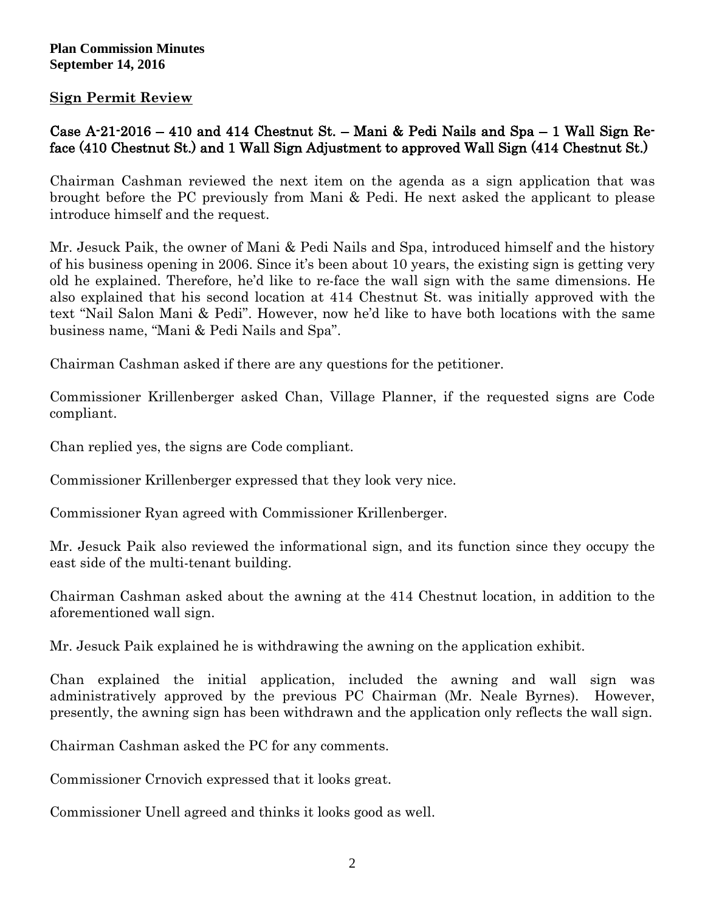**Plan Commission Minutes**
**September 14, 2016**

## Sign Permit Review

### Case A-21-2016 – 410 and 414 Chestnut St. – Mani & Pedi Nails and Spa – 1 Wall Sign Re-face (410 Chestnut St.) and 1 Wall Sign Adjustment to approved Wall Sign (414 Chestnut St.)

Chairman Cashman reviewed the next item on the agenda as a sign application that was brought before the PC previously from Mani & Pedi. He next asked the applicant to please introduce himself and the request.

Mr. Jesuck Paik, the owner of Mani & Pedi Nails and Spa, introduced himself and the history of his business opening in 2006. Since it's been about 10 years, the existing sign is getting very old he explained. Therefore, he'd like to re-face the wall sign with the same dimensions. He also explained that his second location at 414 Chestnut St. was initially approved with the text "Nail Salon Mani & Pedi". However, now he'd like to have both locations with the same business name, "Mani & Pedi Nails and Spa".

Chairman Cashman asked if there are any questions for the petitioner.

Commissioner Krillenberger asked Chan, Village Planner, if the requested signs are Code compliant.

Chan replied yes, the signs are Code compliant.

Commissioner Krillenberger expressed that they look very nice.

Commissioner Ryan agreed with Commissioner Krillenberger.

Mr. Jesuck Paik also reviewed the informational sign, and its function since they occupy the east side of the multi-tenant building.

Chairman Cashman asked about the awning at the 414 Chestnut location, in addition to the aforementioned wall sign.

Mr. Jesuck Paik explained he is withdrawing the awning on the application exhibit.

Chan explained the initial application, included the awning and wall sign was administratively approved by the previous PC Chairman (Mr. Neale Byrnes). However, presently, the awning sign has been withdrawn and the application only reflects the wall sign.

Chairman Cashman asked the PC for any comments.

Commissioner Crnovich expressed that it looks great.

Commissioner Unell agreed and thinks it looks good as well.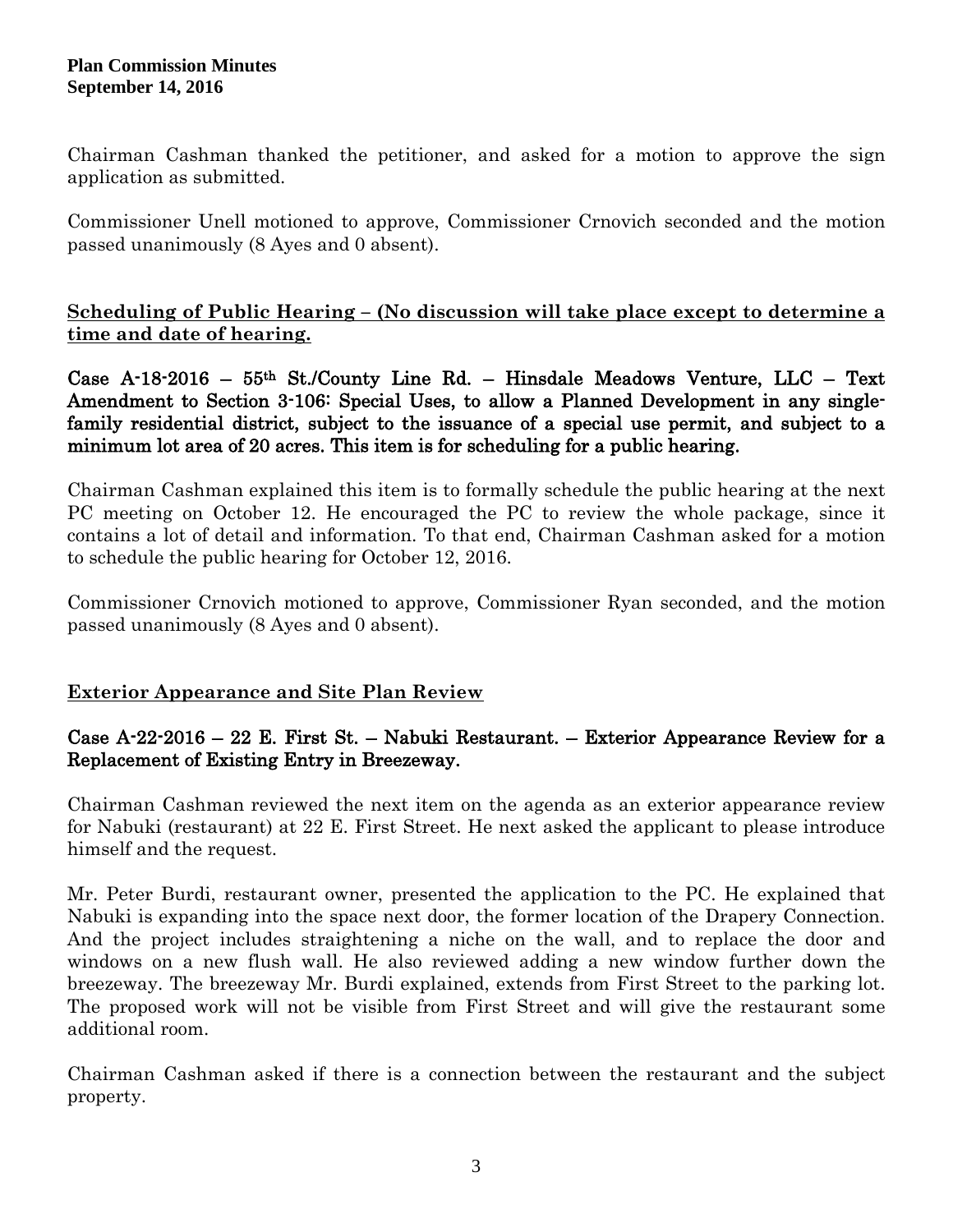Chairman Cashman thanked the petitioner, and asked for a motion to approve the sign application as submitted.

Commissioner Unell motioned to approve, Commissioner Crnovich seconded and the motion passed unanimously (8 Ayes and 0 absent).

## Scheduling of Public Hearing – (No discussion will take place except to determine a time and date of hearing.

**Case A-18-2016 – 55th St./County Line Rd. – Hinsdale Meadows Venture, LLC – Text Amendment to Section 3-106: Special Uses, to allow a Planned Development in any single-family residential district, subject to the issuance of a special use permit, and subject to a minimum lot area of 20 acres. This item is for scheduling for a public hearing.**

Chairman Cashman explained this item is to formally schedule the public hearing at the next PC meeting on October 12. He encouraged the PC to review the whole package, since it contains a lot of detail and information. To that end, Chairman Cashman asked for a motion to schedule the public hearing for October 12, 2016.

Commissioner Crnovich motioned to approve, Commissioner Ryan seconded, and the motion passed unanimously (8 Ayes and 0 absent).

## Exterior Appearance and Site Plan Review

**Case A-22-2016 – 22 E. First St. – Nabuki Restaurant. – Exterior Appearance Review for a Replacement of Existing Entry in Breezeway.**

Chairman Cashman reviewed the next item on the agenda as an exterior appearance review for Nabuki (restaurant) at 22 E. First Street. He next asked the applicant to please introduce himself and the request.

Mr. Peter Burdi, restaurant owner, presented the application to the PC. He explained that Nabuki is expanding into the space next door, the former location of the Drapery Connection. And the project includes straightening a niche on the wall, and to replace the door and windows on a new flush wall. He also reviewed adding a new window further down the breezeway. The breezeway Mr. Burdi explained, extends from First Street to the parking lot. The proposed work will not be visible from First Street and will give the restaurant some additional room.

Chairman Cashman asked if there is a connection between the restaurant and the subject property.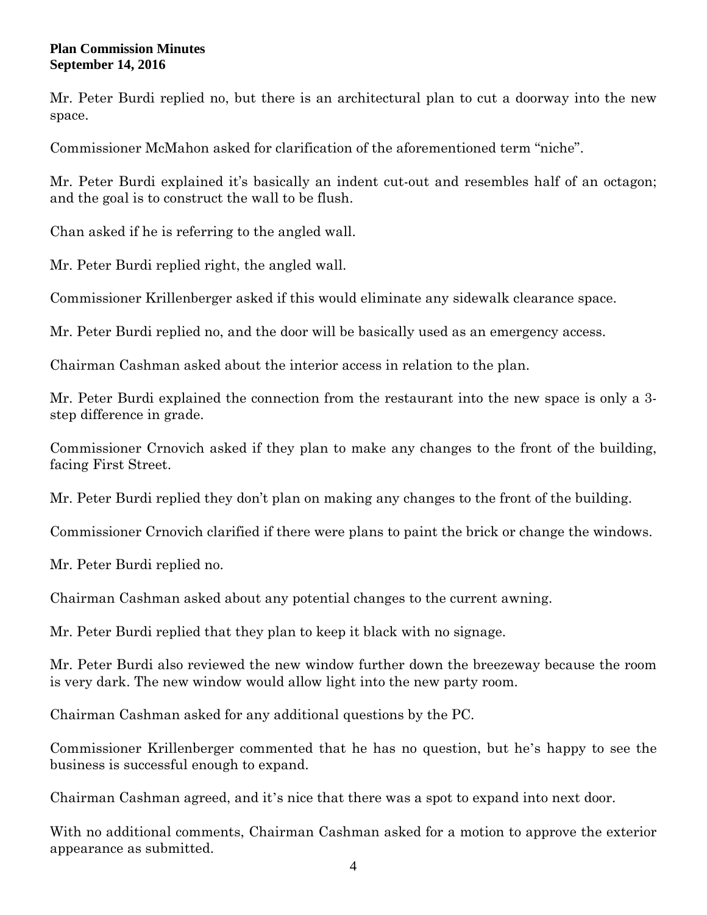Mr. Peter Burdi replied no, but there is an architectural plan to cut a doorway into the new space.

Commissioner McMahon asked for clarification of the aforementioned term "niche".

Mr. Peter Burdi explained it's basically an indent cut-out and resembles half of an octagon; and the goal is to construct the wall to be flush.

Chan asked if he is referring to the angled wall.

Mr. Peter Burdi replied right, the angled wall.

Commissioner Krillenberger asked if this would eliminate any sidewalk clearance space.

Mr. Peter Burdi replied no, and the door will be basically used as an emergency access.

Chairman Cashman asked about the interior access in relation to the plan.

Mr. Peter Burdi explained the connection from the restaurant into the new space is only a 3-step difference in grade.

Commissioner Crnovich asked if they plan to make any changes to the front of the building, facing First Street.

Mr. Peter Burdi replied they don't plan on making any changes to the front of the building.

Commissioner Crnovich clarified if there were plans to paint the brick or change the windows.

Mr. Peter Burdi replied no.

Chairman Cashman asked about any potential changes to the current awning.

Mr. Peter Burdi replied that they plan to keep it black with no signage.

Mr. Peter Burdi also reviewed the new window further down the breezeway because the room is very dark. The new window would allow light into the new party room.

Chairman Cashman asked for any additional questions by the PC.

Commissioner Krillenberger commented that he has no question, but he's happy to see the business is successful enough to expand.

Chairman Cashman agreed, and it's nice that there was a spot to expand into next door.

With no additional comments, Chairman Cashman asked for a motion to approve the exterior appearance as submitted.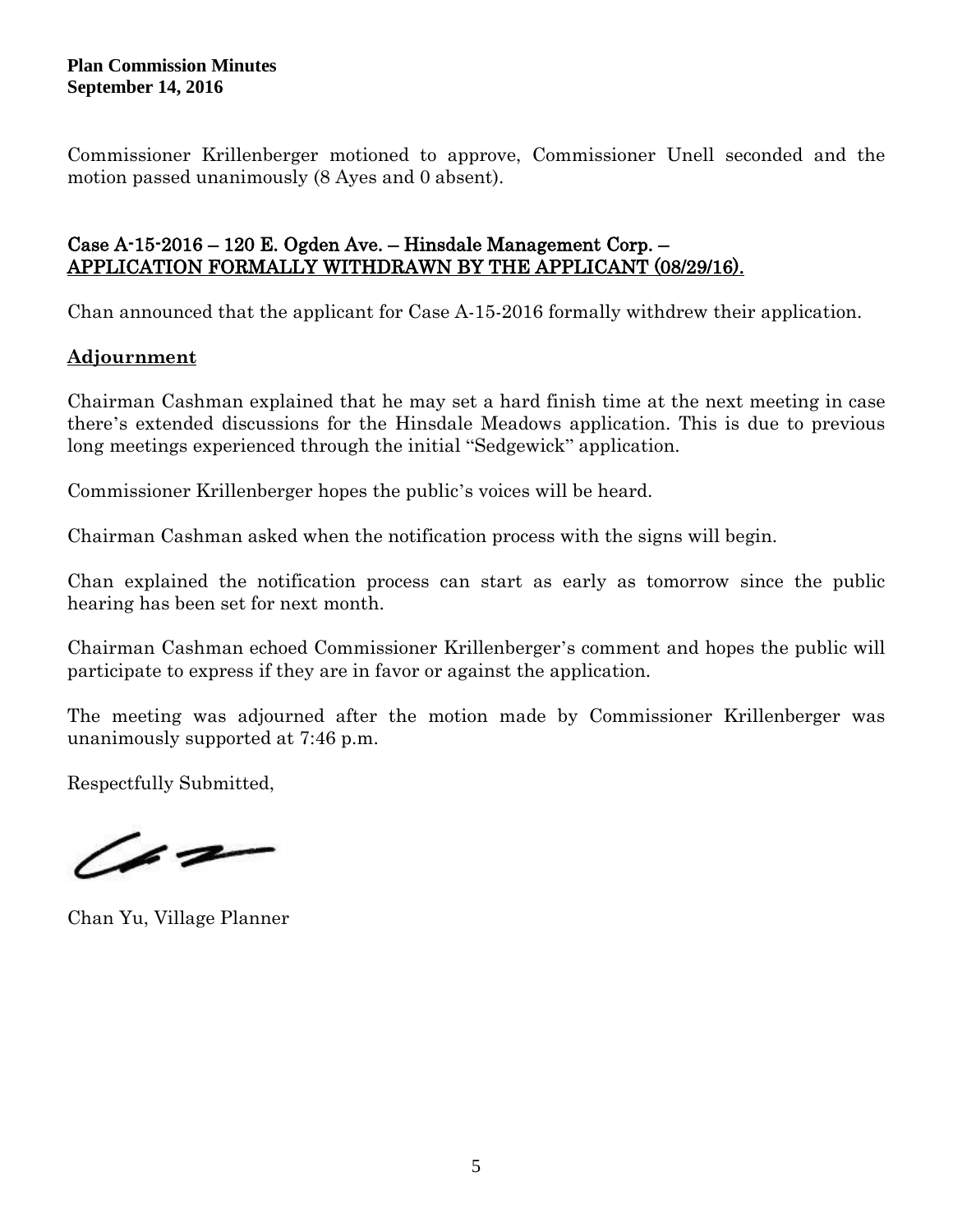Commissioner Krillenberger motioned to approve, Commissioner Unell seconded and the motion passed unanimously (8 Ayes and 0 absent).

## Case A-15-2016 – 120 E. Ogden Ave. – Hinsdale Management Corp. – APPLICATION FORMALLY WITHDRAWN BY THE APPLICANT (08/29/16).

Chan announced that the applicant for Case A-15-2016 formally withdrew their application.

## Adjournment

Chairman Cashman explained that he may set a hard finish time at the next meeting in case there's extended discussions for the Hinsdale Meadows application. This is due to previous long meetings experienced through the initial "Sedgewick" application.

Commissioner Krillenberger hopes the public's voices will be heard.

Chairman Cashman asked when the notification process with the signs will begin.

Chan explained the notification process can start as early as tomorrow since the public hearing has been set for next month.

Chairman Cashman echoed Commissioner Krillenberger's comment and hopes the public will participate to express if they are in favor or against the application.

The meeting was adjourned after the motion made by Commissioner Krillenberger was unanimously supported at 7:46 p.m.

Respectfully Submitted,

Chan Yu, Village Planner